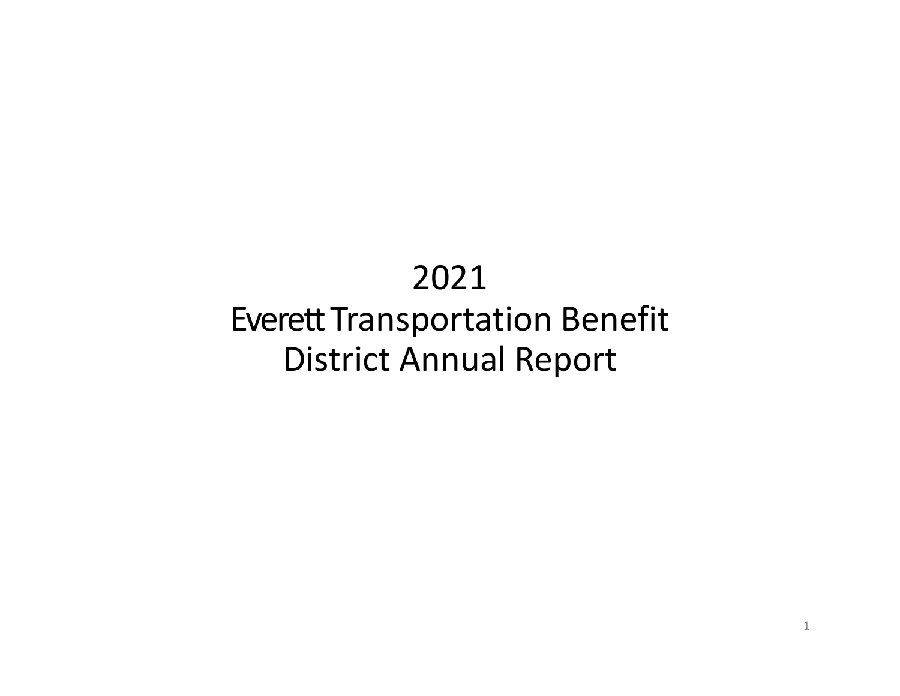# 2021
# Everett Transportation Benefit District Annual Report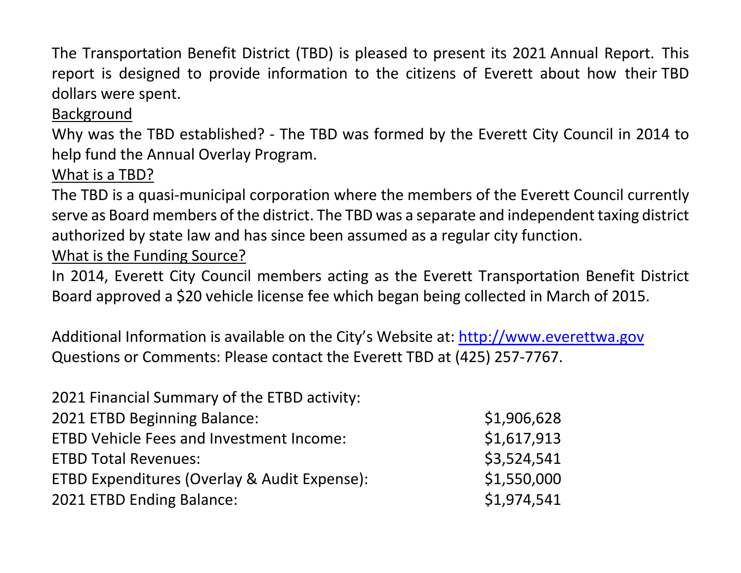The Transportation Benefit District (TBD) is pleased to present its 2021 Annual Report. This report is designed to provide information to the citizens of Everett about how their TBD dollars were spent.

<u>Background</u>

Why was the TBD established? - The TBD was formed by the Everett City Council in 2014 to help fund the Annual Overlay Program.

<u>What is a TBD?</u>

The TBD is a quasi-municipal corporation where the members of the Everett Council currently serve as Board members of the district. The TBD was a separate and independent taxing district authorized by state law and has since been assumed as a regular city function.

<u>What is the Funding Source?</u>

In 2014, Everett City Council members acting as the Everett Transportation Benefit District Board approved a $20 vehicle license fee which began being collected in March of 2015.

Additional Information is available on the City's Website at: [http://www.everettwa.gov](http://www.everettwa.gov)

Questions or Comments: Please contact the Everett TBD at (425) 257-7767.

2021 Financial Summary of the ETBD activity:

| | |
|---|---|
| 2021 ETBD Beginning Balance: | $1,906,628 |
| ETBD Vehicle Fees and Investment Income: | $1,617,913 |
| ETBD Total Revenues: | $3,524,541 |
| ETBD Expenditures (Overlay & Audit Expense): | $1,550,000 |
| 2021 ETBD Ending Balance: | $1,974,541 |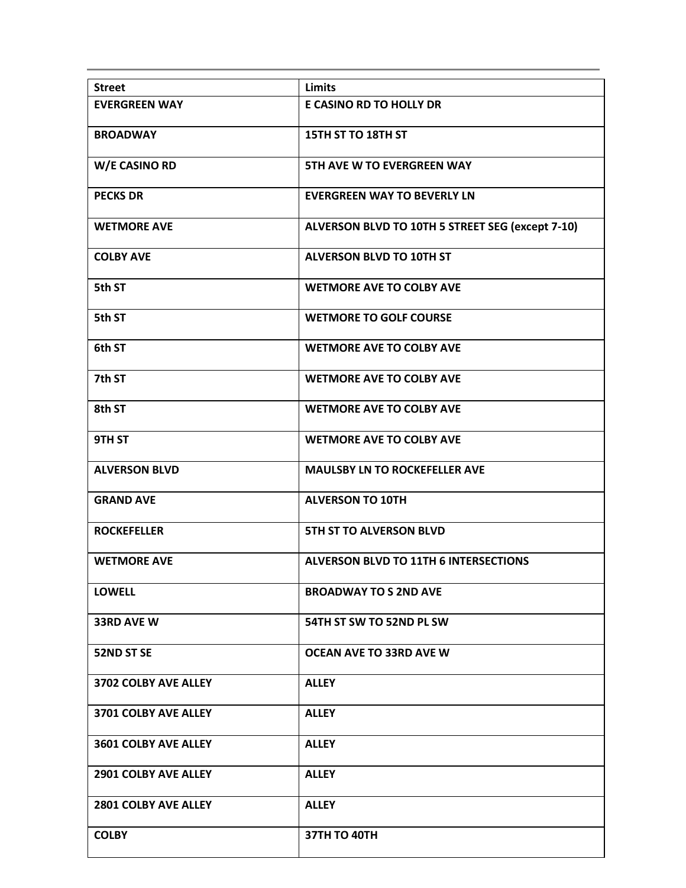| Street | Limits |
|---|---|
| EVERGREEN WAY | E CASINO RD TO HOLLY DR |
| BROADWAY | 15TH ST TO 18TH ST |
| W/E CASINO RD | 5TH AVE W TO EVERGREEN WAY |
| PECKS DR | EVERGREEN WAY TO BEVERLY LN |
| WETMORE AVE | ALVERSON BLVD TO 10TH 5 STREET SEG (except 7-10) |
| COLBY AVE | ALVERSON BLVD TO 10TH ST |
| 5th ST | WETMORE AVE TO COLBY AVE |
| 5th ST | WETMORE TO GOLF COURSE |
| 6th ST | WETMORE AVE TO COLBY AVE |
| 7th ST | WETMORE AVE TO COLBY AVE |
| 8th ST | WETMORE AVE TO COLBY AVE |
| 9TH ST | WETMORE AVE TO COLBY AVE |
| ALVERSON BLVD | MAULSBY LN TO ROCKEFELLER AVE |
| GRAND AVE | ALVERSON TO 10TH |
| ROCKEFELLER | 5TH ST TO ALVERSON BLVD |
| WETMORE AVE | ALVERSON BLVD TO 11TH 6 INTERSECTIONS |
| LOWELL | BROADWAY TO S 2ND AVE |
| 33RD AVE W | 54TH ST SW TO 52ND PL SW |
| 52ND ST SE | OCEAN AVE TO 33RD AVE W |
| 3702 COLBY AVE ALLEY | ALLEY |
| 3701 COLBY AVE ALLEY | ALLEY |
| 3601 COLBY AVE ALLEY | ALLEY |
| 2901 COLBY AVE ALLEY | ALLEY |
| 2801 COLBY AVE ALLEY | ALLEY |
| COLBY | 37TH TO 40TH |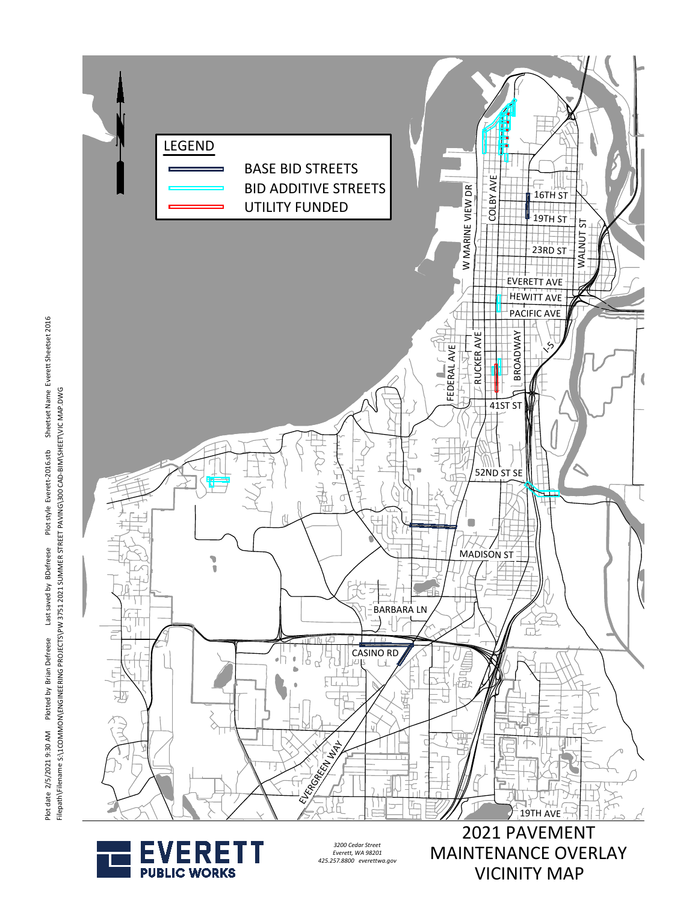# 2021 PAVEMENT MAINTENANCE OVERLAY VICINITY MAP

LEGEND

- BASE BID STREETS
- BID ADDITIVE STREETS
- UTILITY FUNDED

W MARINE VIEW DR
COLBY AVE
16TH ST
19TH ST
23RD ST
WALNUT ST
EVERETT AVE
HEWITT AVE
PACIFIC AVE
I-5
FEDERAL AVE
RUCKER AVE
BROADWAY
41ST ST
52ND ST SE
MADISON ST
BARBARA LN
CASINO RD
EVERGREEN WAY
19TH AVE

Plot date 2/5/2021 9:30 AM Plotted by Brian Defreese Last saved by BDefreese Plot style Everett-2016.stb Sheetset Name Everett Sheetset 2016
Filepath\Filename S:\1COMMON\ENGINEERING PROJECTS\PW 3751 2021 SUMMER STREET PAVING\300 CAD-BIM\SHEET\VIC MAP.DWG

EVERETT PUBLIC WORKS

*3200 Cedar Street*
*Everett, WA 98201*
*425.257.8800 everettwa.gov*